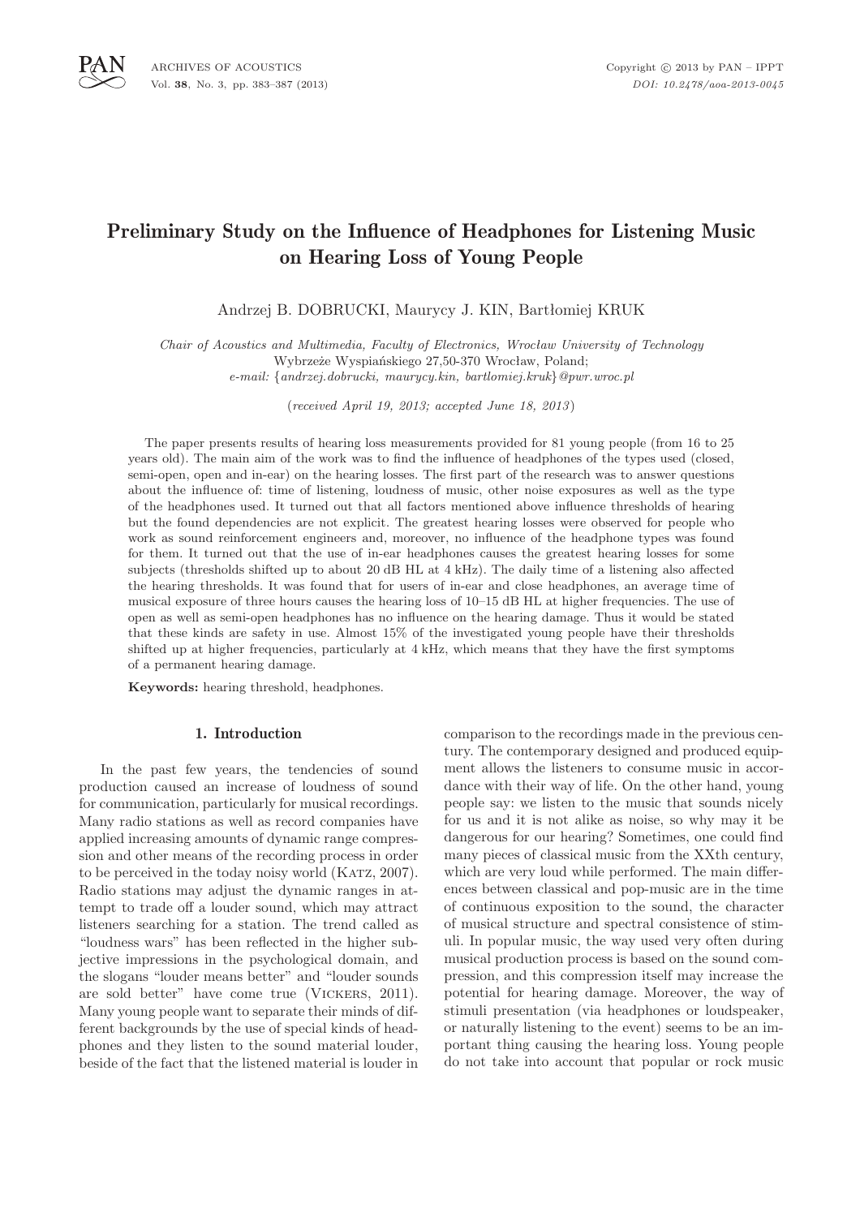# Preliminary Study on the Influence of Headphones for Listening Music on Hearing Loss of Young People

Andrzej B. DOBRUCKI, Maurycy J. KIN, Bartłomiej KRUK

*Chair of Acoustics and Multimedia, Faculty of Electronics, Wrocław University of Technology*
Wybrzeże Wyspiańskiego 27,50-370 Wrocław, Poland;
*e-mail: {andrzej.dobrucki, maurycy.kin, bartlomiej.kruk}@pwr.wroc.pl*

(*received April 19, 2013; accepted June 18, 2013*)

The paper presents results of hearing loss measurements provided for 81 young people (from 16 to 25 years old). The main aim of the work was to find the influence of headphones of the types used (closed, semi-open, open and in-ear) on the hearing losses. The first part of the research was to answer questions about the influence of: time of listening, loudness of music, other noise exposures as well as the type of the headphones used. It turned out that all factors mentioned above influence thresholds of hearing but the found dependencies are not explicit. The greatest hearing losses were observed for people who work as sound reinforcement engineers and, moreover, no influence of the headphone types was found for them. It turned out that the use of in-ear headphones causes the greatest hearing losses for some subjects (thresholds shifted up to about 20 dB HL at 4 kHz). The daily time of a listening also affected the hearing thresholds. It was found that for users of in-ear and close headphones, an average time of musical exposure of three hours causes the hearing loss of 10–15 dB HL at higher frequencies. The use of open as well as semi-open headphones has no influence on the hearing damage. Thus it would be stated that these kinds are safety in use. Almost 15% of the investigated young people have their thresholds shifted up at higher frequencies, particularly at 4 kHz, which means that they have the first symptoms of a permanent hearing damage.

**Keywords:** hearing threshold, headphones.

## 1. Introduction

In the past few years, the tendencies of sound production caused an increase of loudness of sound for communication, particularly for musical recordings. Many radio stations as well as record companies have applied increasing amounts of dynamic range compression and other means of the recording process in order to be perceived in the today noisy world (Katz, 2007). Radio stations may adjust the dynamic ranges in attempt to trade off a louder sound, which may attract listeners searching for a station. The trend called as "loudness wars" has been reflected in the higher subjective impressions in the psychological domain, and the slogans "louder means better" and "louder sounds are sold better" have come true (Vickers, 2011). Many young people want to separate their minds of different backgrounds by the use of special kinds of headphones and they listen to the sound material louder, beside of the fact that the listened material is louder in comparison to the recordings made in the previous century. The contemporary designed and produced equipment allows the listeners to consume music in accordance with their way of life. On the other hand, young people say: we listen to the music that sounds nicely for us and it is not alike as noise, so why may it be dangerous for our hearing? Sometimes, one could find many pieces of classical music from the XXth century, which are very loud while performed. The main differences between classical and pop-music are in the time of continuous exposition to the sound, the character of musical structure and spectral consistence of stimuli. In popular music, the way used very often during musical production process is based on the sound compression, and this compression itself may increase the potential for hearing damage. Moreover, the way of stimuli presentation (via headphones or loudspeaker, or naturally listening to the event) seems to be an important thing causing the hearing loss. Young people do not take into account that popular or rock music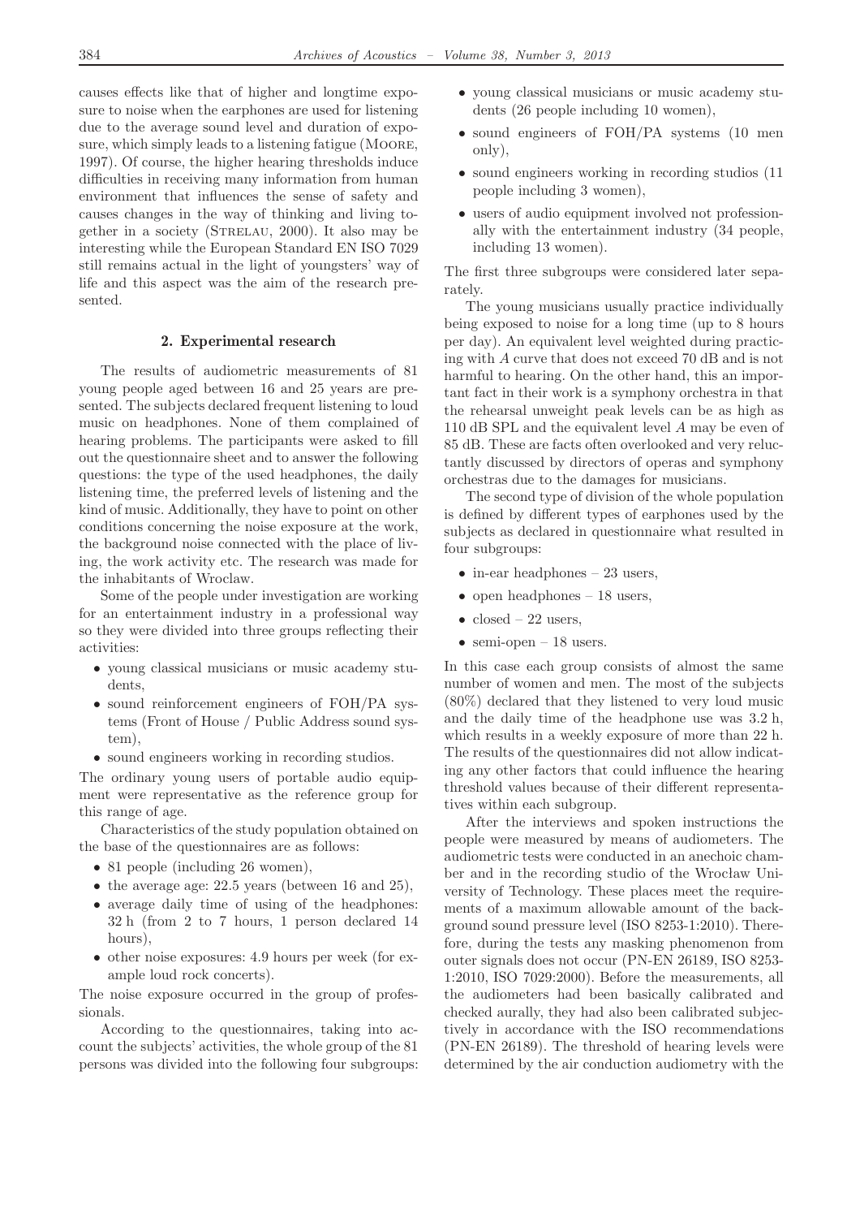causes effects like that of higher and longtime exposure to noise when the earphones are used for listening due to the average sound level and duration of exposure, which simply leads to a listening fatigue (Moore, 1997). Of course, the higher hearing thresholds induce difficulties in receiving many information from human environment that influences the sense of safety and causes changes in the way of thinking and living together in a society (Strelau, 2000). It also may be interesting while the European Standard EN ISO 7029 still remains actual in the light of youngsters' way of life and this aspect was the aim of the research presented.

## 2. Experimental research

The results of audiometric measurements of 81 young people aged between 16 and 25 years are presented. The subjects declared frequent listening to loud music on headphones. None of them complained of hearing problems. The participants were asked to fill out the questionnaire sheet and to answer the following questions: the type of the used headphones, the daily listening time, the preferred levels of listening and the kind of music. Additionally, they have to point on other conditions concerning the noise exposure at the work, the background noise connected with the place of living, the work activity etc. The research was made for the inhabitants of Wroclaw.

Some of the people under investigation are working for an entertainment industry in a professional way so they were divided into three groups reflecting their activities:

- young classical musicians or music academy students,
- sound reinforcement engineers of FOH/PA systems (Front of House / Public Address sound system),
- sound engineers working in recording studios.

The ordinary young users of portable audio equipment were representative as the reference group for this range of age.

Characteristics of the study population obtained on the base of the questionnaires are as follows:

- 81 people (including 26 women),
- the average age: 22.5 years (between 16 and 25),
- average daily time of using of the headphones: 32 h (from 2 to 7 hours, 1 person declared 14 hours),
- other noise exposures: 4.9 hours per week (for example loud rock concerts).

The noise exposure occurred in the group of professionals.

According to the questionnaires, taking into account the subjects' activities, the whole group of the 81 persons was divided into the following four subgroups:

- young classical musicians or music academy students (26 people including 10 women),
- sound engineers of FOH/PA systems (10 men only),
- sound engineers working in recording studios (11 people including 3 women),
- users of audio equipment involved not professionally with the entertainment industry (34 people, including 13 women).

The first three subgroups were considered later separately.

The young musicians usually practice individually being exposed to noise for a long time (up to 8 hours per day). An equivalent level weighted during practicing with *A* curve that does not exceed 70 dB and is not harmful to hearing. On the other hand, this an important fact in their work is a symphony orchestra in that the rehearsal unweight peak levels can be as high as 110 dB SPL and the equivalent level *A* may be even of 85 dB. These are facts often overlooked and very reluctantly discussed by directors of operas and symphony orchestras due to the damages for musicians.

The second type of division of the whole population is defined by different types of earphones used by the subjects as declared in questionnaire what resulted in four subgroups:

- in-ear headphones – 23 users,
- open headphones – 18 users,
- closed – 22 users,
- semi-open – 18 users.

In this case each group consists of almost the same number of women and men. The most of the subjects (80%) declared that they listened to very loud music and the daily time of the headphone use was 3.2 h, which results in a weekly exposure of more than 22 h. The results of the questionnaires did not allow indicating any other factors that could influence the hearing threshold values because of their different representatives within each subgroup.

After the interviews and spoken instructions the people were measured by means of audiometers. The audiometric tests were conducted in an anechoic chamber and in the recording studio of the Wrocław University of Technology. These places meet the requirements of a maximum allowable amount of the background sound pressure level (ISO 8253-1:2010). Therefore, during the tests any masking phenomenon from outer signals does not occur (PN-EN 26189, ISO 8253-1:2010, ISO 7029:2000). Before the measurements, all the audiometers had been basically calibrated and checked aurally, they had also been calibrated subjectively in accordance with the ISO recommendations (PN-EN 26189). The threshold of hearing levels were determined by the air conduction audiometry with the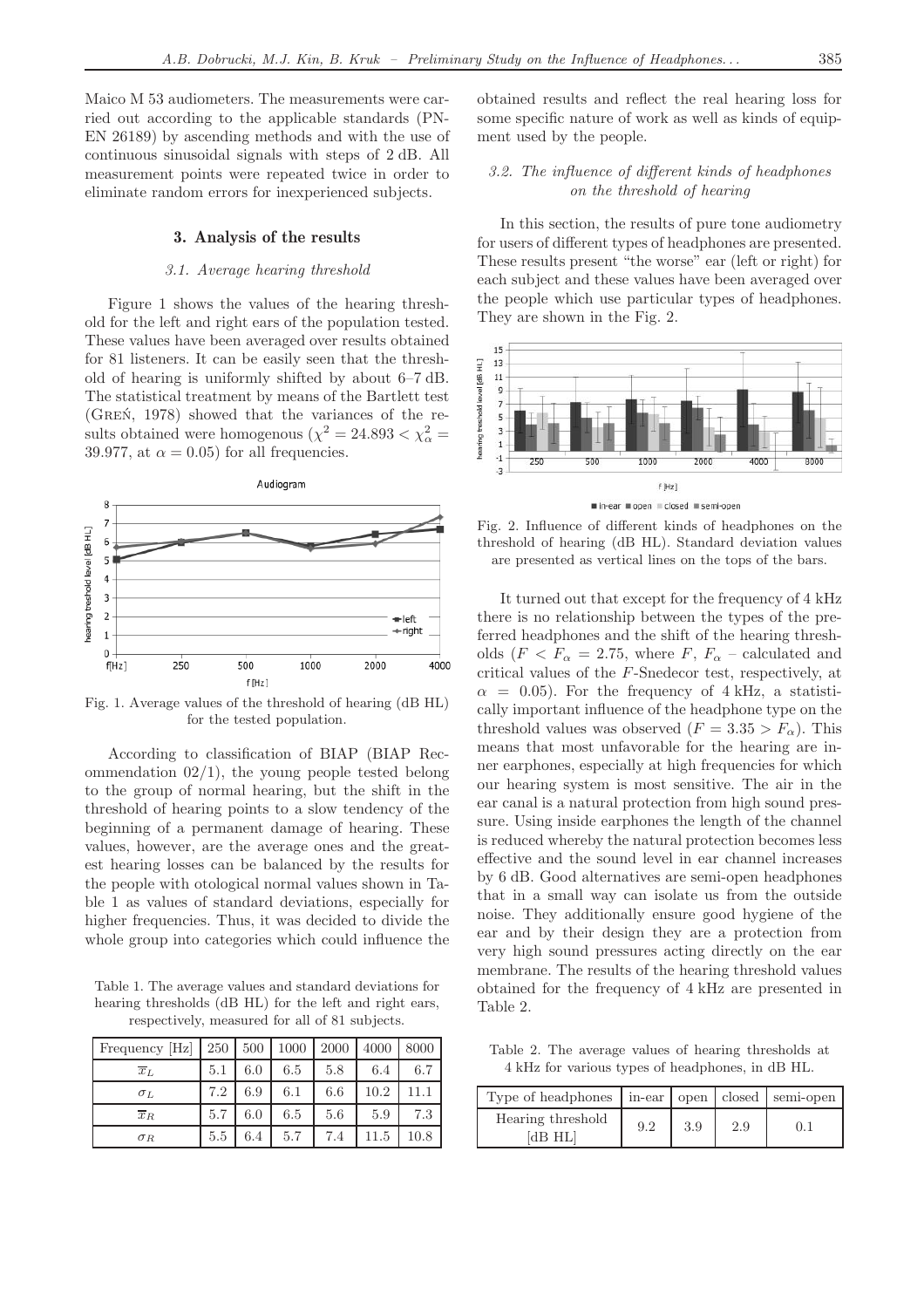Maico M 53 audiometers. The measurements were carried out according to the applicable standards (PN-EN 26189) by ascending methods and with the use of continuous sinusoidal signals with steps of 2 dB. All measurement points were repeated twice in order to eliminate random errors for inexperienced subjects.

## 3. Analysis of the results

### 3.1. Average hearing threshold

Figure 1 shows the values of the hearing threshold for the left and right ears of the population tested. These values have been averaged over results obtained for 81 listeners. It can be easily seen that the threshold of hearing is uniformly shifted by about 6–7 dB. The statistical treatment by means of the Bartlett test (Greń, 1978) showed that the variances of the results obtained were homogenous ($\chi^2 = 24.893 < \chi^2_\alpha = 39.977$, at $\alpha = 0.05$) for all frequencies.

Fig. 1. Average values of the threshold of hearing (dB HL) for the tested population.

According to classification of BIAP (BIAP Recommendation 02/1), the young people tested belong to the group of normal hearing, but the shift in the threshold of hearing points to a slow tendency of the beginning of a permanent damage of hearing. These values, however, are the average ones and the greatest hearing losses can be balanced by the results for the people with otological normal values shown in Table 1 as values of standard deviations, especially for higher frequencies. Thus, it was decided to divide the whole group into categories which could influence the obtained results and reflect the real hearing loss for some specific nature of work as well as kinds of equipment used by the people.

Table 1. The average values and standard deviations for hearing thresholds (dB HL) for the left and right ears, respectively, measured for all of 81 subjects.

| Frequency [Hz] | 250 | 500 | 1000 | 2000 | 4000 | 8000 |
|---|---|---|---|---|---|---|
| $\overline{x}_L$ | 5.1 | 6.0 | 6.5 | 5.8 | 6.4 | 6.7 |
| $\sigma_L$ | 7.2 | 6.9 | 6.1 | 6.6 | 10.2 | 11.1 |
| $\overline{x}_R$ | 5.7 | 6.0 | 6.5 | 5.6 | 5.9 | 7.3 |
| $\sigma_R$ | 5.5 | 6.4 | 5.7 | 7.4 | 11.5 | 10.8 |

### 3.2. The influence of different kinds of headphones on the threshold of hearing

In this section, the results of pure tone audiometry for users of different types of headphones are presented. These results present "the worse" ear (left or right) for each subject and these values have been averaged over the people which use particular types of headphones. They are shown in the Fig. 2.

Fig. 2. Influence of different kinds of headphones on the threshold of hearing (dB HL). Standard deviation values are presented as vertical lines on the tops of the bars.

It turned out that except for the frequency of 4 kHz there is no relationship between the types of the preferred headphones and the shift of the hearing thresholds ($F < F_\alpha = 2.75$, where $F$, $F_\alpha$ – calculated and critical values of the $F$-Snedecor test, respectively, at $\alpha = 0.05$). For the frequency of 4 kHz, a statistically important influence of the headphone type on the threshold values was observed ($F = 3.35 > F_\alpha$). This means that most unfavorable for the hearing are inner earphones, especially at high frequencies for which our hearing system is most sensitive. The air in the ear canal is a natural protection from high sound pressure. Using inside earphones the length of the channel is reduced whereby the natural protection becomes less effective and the sound level in ear channel increases by 6 dB. Good alternatives are semi-open headphones that in a small way can isolate us from the outside noise. They additionally ensure good hygiene of the ear and by their design they are a protection from very high sound pressures acting directly on the ear membrane. The results of the hearing threshold values obtained for the frequency of 4 kHz are presented in Table 2.

Table 2. The average values of hearing thresholds at 4 kHz for various types of headphones, in dB HL.

| Type of headphones | in-ear | open | closed | semi-open |
|---|---|---|---|---|
| Hearing threshold [dB HL] | 9.2 | 3.9 | 2.9 | 0.1 |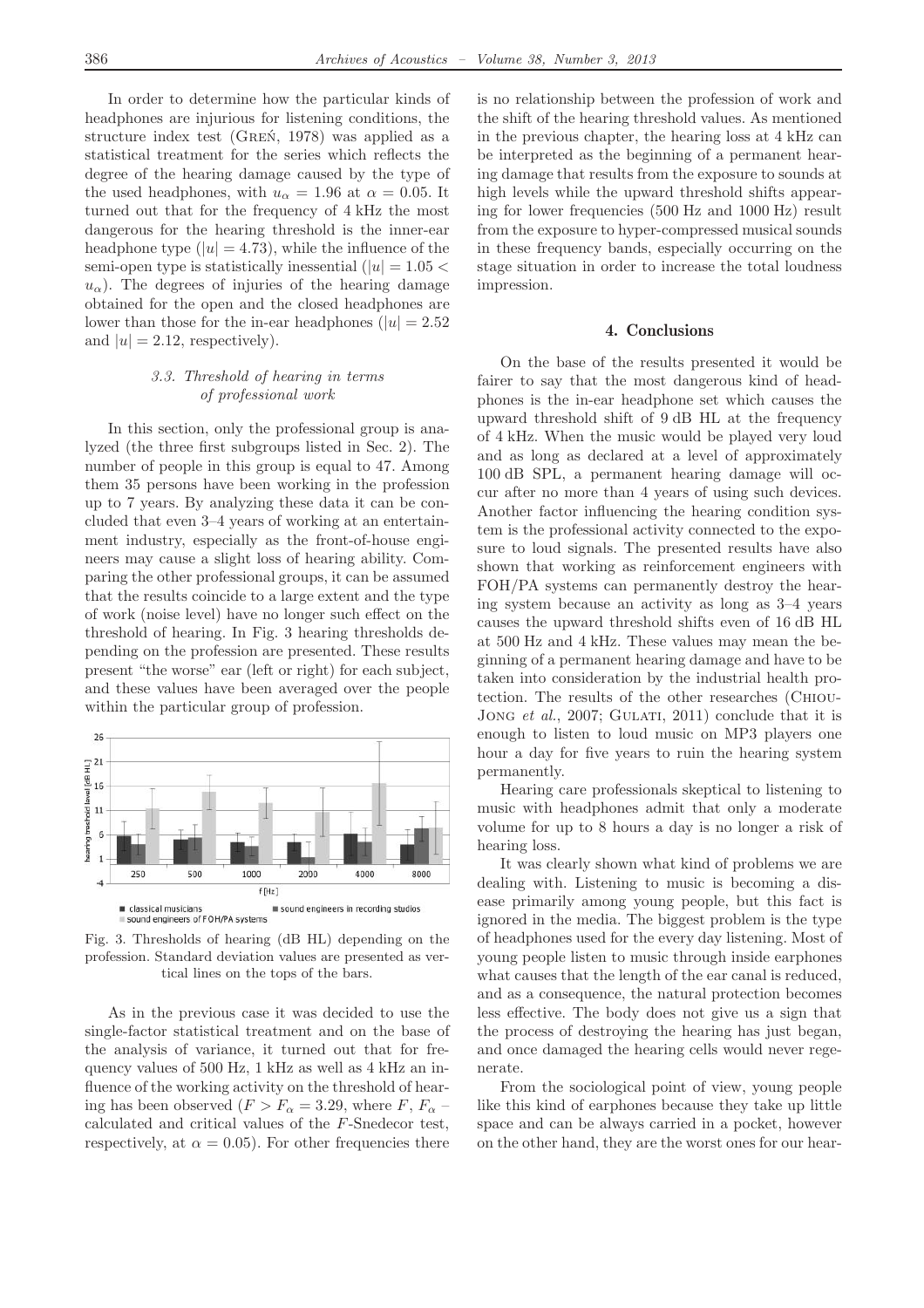In order to determine how the particular kinds of headphones are injurious for listening conditions, the structure index test (Greń, 1978) was applied as a statistical treatment for the series which reflects the degree of the hearing damage caused by the type of the used headphones, with $u_\alpha = 1.96$ at $\alpha = 0.05$. It turned out that for the frequency of 4 kHz the most dangerous for the hearing threshold is the inner-ear headphone type ($|u| = 4.73$), while the influence of the semi-open type is statistically inessential ($|u| = 1.05 < u_\alpha$). The degrees of injuries of the hearing damage obtained for the open and the closed headphones are lower than those for the in-ear headphones ($|u| = 2.52$ and $|u| = 2.12$, respectively).

### 3.3. Threshold of hearing in terms of professional work

In this section, only the professional group is analyzed (the three first subgroups listed in Sec. 2). The number of people in this group is equal to 47. Among them 35 persons have been working in the profession up to 7 years. By analyzing these data it can be concluded that even 3–4 years of working at an entertainment industry, especially as the front-of-house engineers may cause a slight loss of hearing ability. Comparing the other professional groups, it can be assumed that the results coincide to a large extent and the type of work (noise level) have no longer such effect on the threshold of hearing. In Fig. 3 hearing thresholds depending on the profession are presented. These results present "the worse" ear (left or right) for each subject, and these values have been averaged over the people within the particular group of profession.

Fig. 3. Thresholds of hearing (dB HL) depending on the profession. Standard deviation values are presented as vertical lines on the tops of the bars.

As in the previous case it was decided to use the single-factor statistical treatment and on the base of the analysis of variance, it turned out that for frequency values of 500 Hz, 1 kHz as well as 4 kHz an influence of the working activity on the threshold of hearing has been observed ($F > F_\alpha = 3.29$, $F$, $F_\alpha$ – calculated and critical values of the $F$-Snedecor test, respectively, at $\alpha = 0.05$). For other frequencies there is no relationship between the profession of work and the shift of the hearing threshold values. As mentioned in the previous chapter, the hearing loss at 4 kHz can be interpreted as the beginning of a permanent hearing damage that results from the exposure to sounds at high levels while the upward threshold shifts appearing for lower frequencies (500 Hz and 1000 Hz) result from the exposure to hyper-compressed musical sounds in these frequency bands, especially occurring on the stage situation in order to increase the total loudness impression.

## 4. Conclusions

On the base of the results presented it would be fairer to say that the most dangerous kind of headphones is the in-ear headphone set which causes the upward threshold shift of 9 dB HL at the frequency of 4 kHz. When the music would be played very loud and as long as declared at a level of approximately 100 dB SPL, a permanent hearing damage will occur after no more than 4 years of using such devices. Another factor influencing the hearing condition system is the professional activity connected to the exposure to loud signals. The presented results have also shown that working as reinforcement engineers with FOH/PA systems can permanently destroy the hearing system because an activity as long as 3–4 years causes the upward threshold shifts even of 16 dB HL at 500 Hz and 4 kHz. These values may mean the beginning of a permanent hearing damage and have to be taken into consideration by the industrial health protection. The results of the other researches (Chiou-Jong *et al.*, 2007; Gulati, 2011) conclude that it is enough to listen to loud music on MP3 players one hour a day for five years to ruin the hearing system permanently.

Hearing care professionals skeptical to listening to music with headphones admit that only a moderate volume for up to 8 hours a day is no longer a risk of hearing loss.

It was clearly shown what kind of problems we are dealing with. Listening to music is becoming a disease primarily among young people, but this fact is ignored in the media. The biggest problem is the type of headphones used for the every day listening. Most of young people listen to music through inside earphones what causes that the length of the ear canal is reduced, and as a consequence, the natural protection becomes less effective. The body does not give us a sign that the process of destroying the hearing has just began, and once damaged the hearing cells would never regenerate.

From the sociological point of view, young people like this kind of earphones because they take up little space and can be always carried in a pocket, however on the other hand, they are the worst ones for our hear-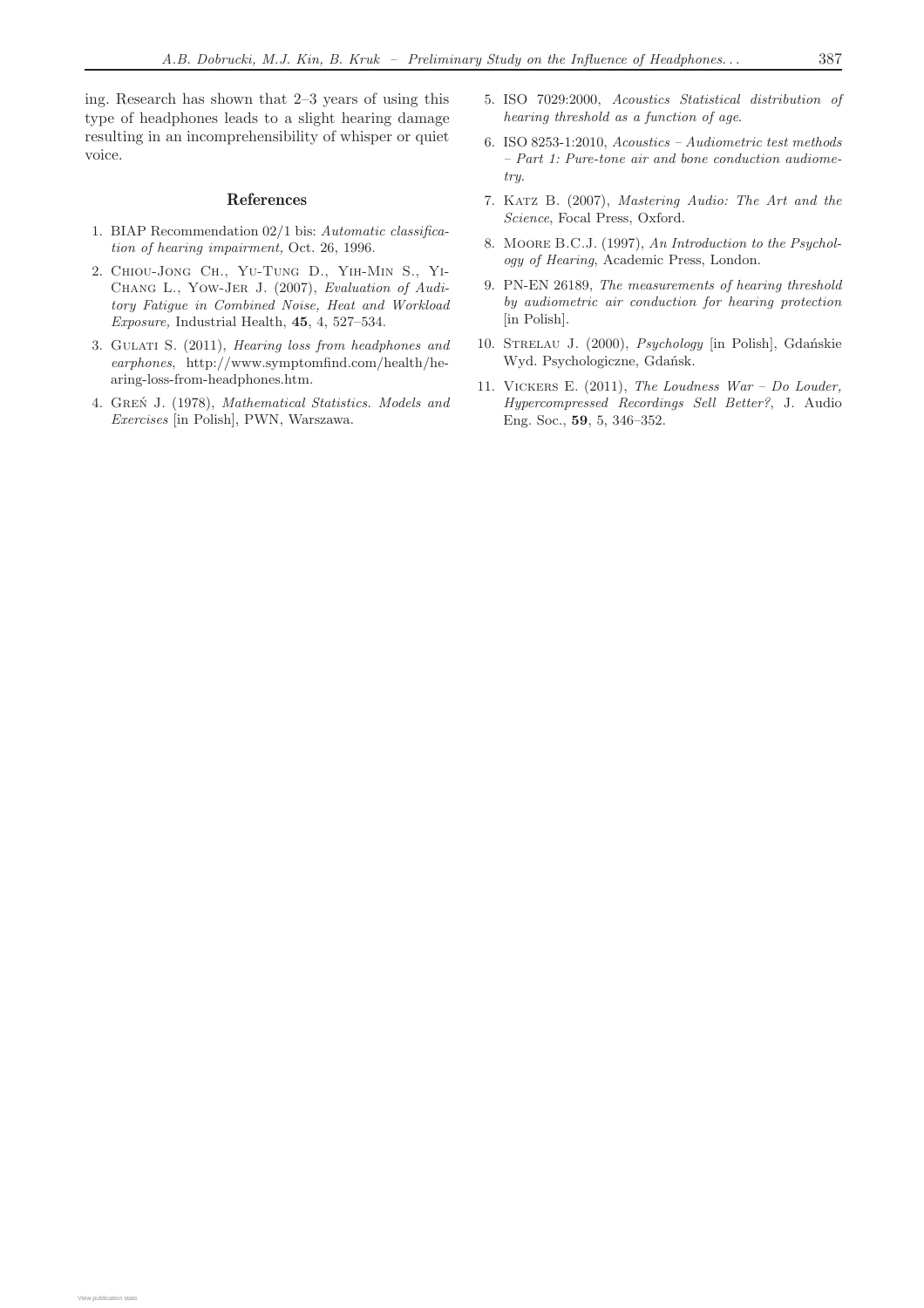ing. Research has shown that 2–3 years of using this type of headphones leads to a slight hearing damage resulting in an incomprehensibility of whisper or quiet voice.

## References

1. BIAP Recommendation 02/1 bis: *Automatic classification of hearing impairment,* Oct. 26, 1996.
2. Chiou-Jong Ch., Yu-Tung D., Yih-Min S., Yi-Chang L., Yow-Jer J. (2007), *Evaluation of Auditory Fatigue in Combined Noise, Heat and Workload Exposure,* Industrial Health, **45**, 4, 527–534.
3. Gulati S. (2011), *Hearing loss from headphones and earphones*, http://www.symptomfind.com/health/hearing-loss-from-headphones.htm.
4. Greń J. (1978), *Mathematical Statistics. Models and Exercises* [in Polish], PWN, Warszawa.
5. ISO 7029:2000, *Acoustics Statistical distribution of hearing threshold as a function of age*.
6. ISO 8253-1:2010, *Acoustics – Audiometric test methods – Part 1: Pure-tone air and bone conduction audiometry*.
7. Katz B. (2007), *Mastering Audio: The Art and the Science*, Focal Press, Oxford.
8. Moore B.C.J. (1997), *An Introduction to the Psychology of Hearing*, Academic Press, London.
9. PN-EN 26189, *The measurements of hearing threshold by audiometric air conduction for hearing protection* [in Polish].
10. Strelau J. (2000), *Psychology* [in Polish], Gdańskie Wyd. Psychologiczne, Gdańsk.
11. Vickers E. (2011), *The Loudness War – Do Louder, Hypercompressed Recordings Sell Better?*, J. Audio Eng. Soc., **59**, 5, 346–352.